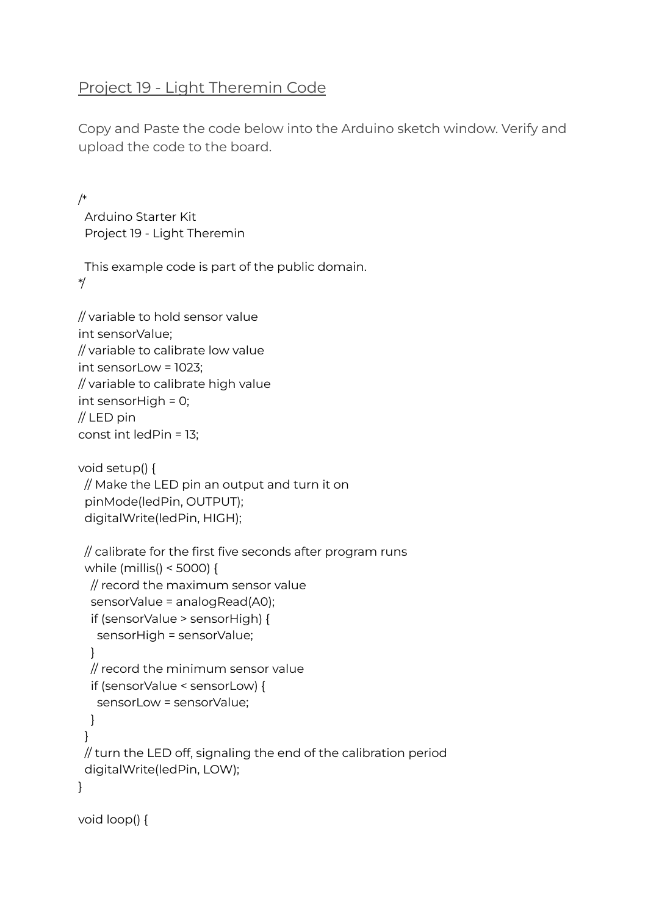## Project 19 - Light Theremin Code

Copy and Paste the code below into the Arduino sketch window. Verify and upload the code to the board.

```
/*
  Arduino Starter Kit
  Project 19 - Light Theremin

  This example code is part of the public domain.
*/

// variable to hold sensor value
int sensorValue;
// variable to calibrate low value
int sensorLow = 1023;
// variable to calibrate high value
int sensorHigh = 0;
// LED pin
const int ledPin = 13;

void setup() {
  // Make the LED pin an output and turn it on
  pinMode(ledPin, OUTPUT);
  digitalWrite(ledPin, HIGH);

  // calibrate for the first five seconds after program runs
  while (millis() < 5000) {
    // record the maximum sensor value
    sensorValue = analogRead(A0);
    if (sensorValue > sensorHigh) {
      sensorHigh = sensorValue;
    }
    // record the minimum sensor value
    if (sensorValue < sensorLow) {
      sensorLow = sensorValue;
    }
  }
  // turn the LED off, signaling the end of the calibration period
  digitalWrite(ledPin, LOW);
}

void loop() {
```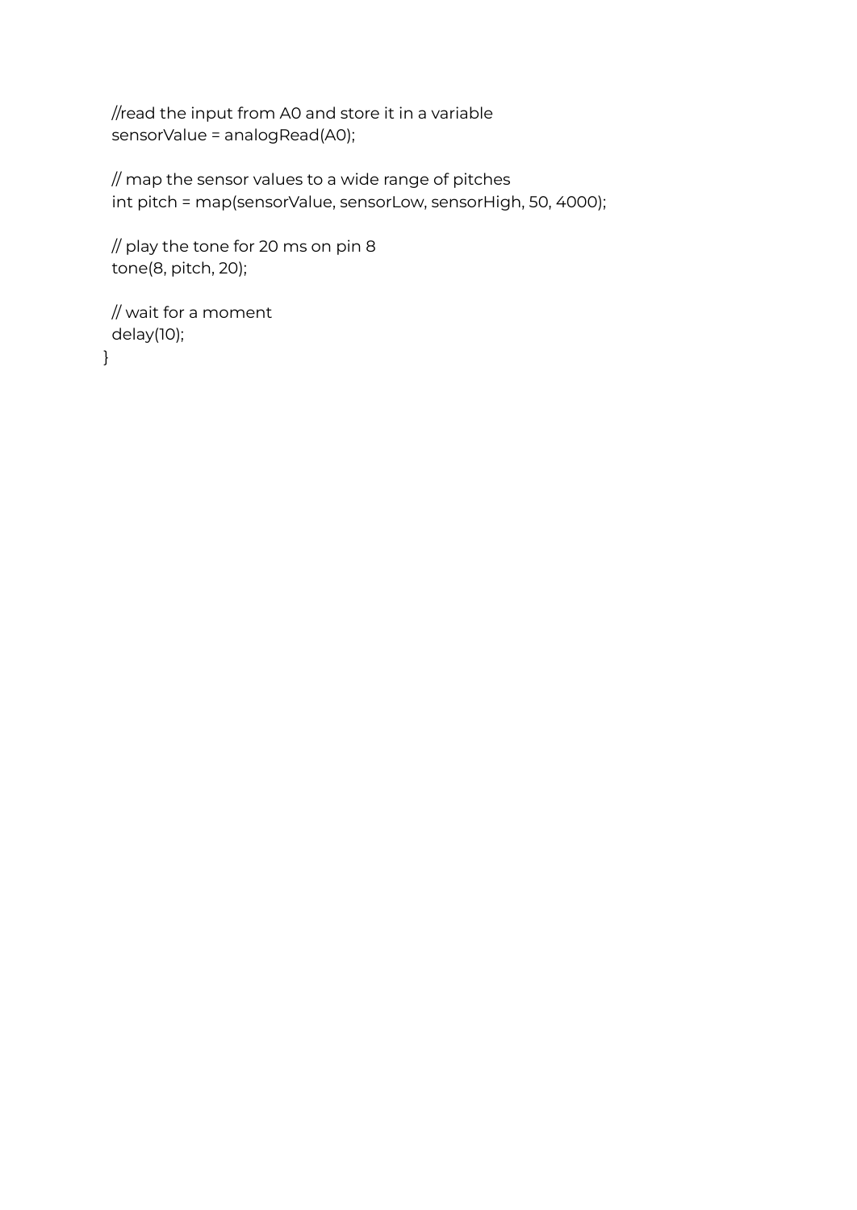```
  //read the input from A0 and store it in a variable
  sensorValue = analogRead(A0);

  // map the sensor values to a wide range of pitches
  int pitch = map(sensorValue, sensorLow, sensorHigh, 50, 4000);

  // play the tone for 20 ms on pin 8
  tone(8, pitch, 20);

  // wait for a moment
  delay(10);
}
```